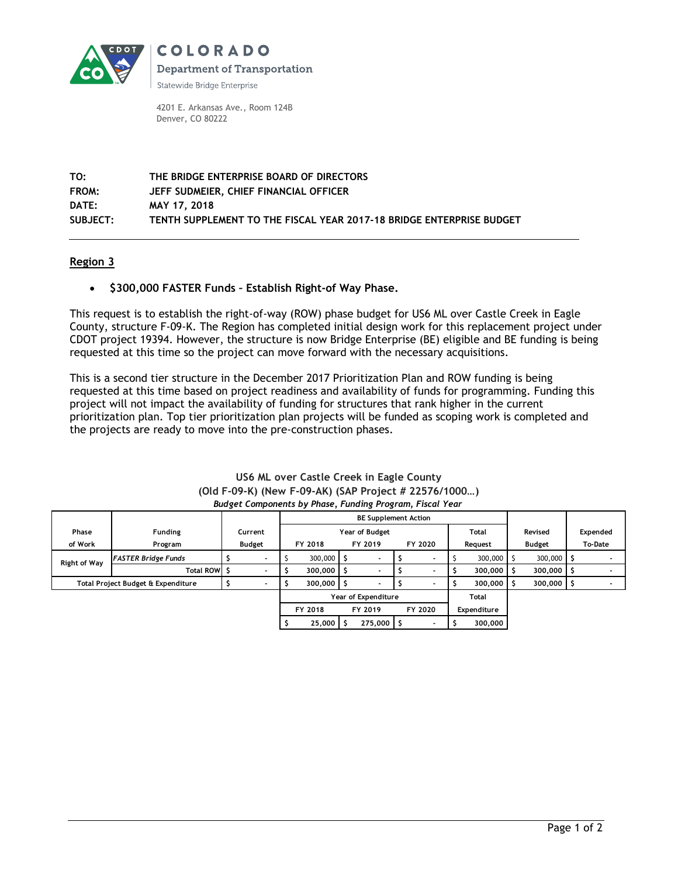COLORADO

Department of Transportation

Statewide Bridge Enterprise

4201 E. Arkansas Ave., Room 124B
Denver, CO 80222

**TO:** THE BRIDGE ENTERPRISE BOARD OF DIRECTORS
**FROM:** JEFF SUDMEIER, CHIEF FINANCIAL OFFICER
**DATE:** MAY 17, 2018
**SUBJECT:** TENTH SUPPLEMENT TO THE FISCAL YEAR 2017-18 BRIDGE ENTERPRISE BUDGET

---

## Region 3

- **$300,000 FASTER Funds – Establish Right-of Way Phase.**

This request is to establish the right-of-way (ROW) phase budget for US6 ML over Castle Creek in Eagle County, structure F-09-K. The Region has completed initial design work for this replacement project under CDOT project 19394. However, the structure is now Bridge Enterprise (BE) eligible and BE funding is being requested at this time so the project can move forward with the necessary acquisitions.

This is a second tier structure in the December 2017 Prioritization Plan and ROW funding is being requested at this time based on project readiness and availability of funds for programming. Funding this project will not impact the availability of funding for structures that rank higher in the current prioritization plan. Top tier prioritization plan projects will be funded as scoping work is completed and the projects are ready to move into the pre-construction phases.

**US6 ML over Castle Creek in Eagle County**
**(Old F-09-K) (New F-09-AK) (SAP Project # 22576/1000…)**
***Budget Components by Phase, Funding Program, Fiscal Year***

| Phase of Work | Funding Program | Current Budget | BE Supplement Action: Year of Budget FY 2018 | FY 2019 | FY 2020 | Total Request | Revised Budget | Expended To-Date |
|---|---|---|---|---|---|---|---|---|
| Right of Way | *FASTER Bridge Funds* | $ - | $ 300,000 | $ - | $ - | $ 300,000 | $ 300,000 | $ - |
| | **Total ROW** | **$ -** | **$ 300,000** | **$ -** | **$ -** | **$ 300,000** | **$ 300,000** | **$ -** |
| **Total Project Budget & Expenditure** | | **$ -** | **$ 300,000** | **$ -** | **$ -** | **$ 300,000** | **$ 300,000** | **$ -** |

| Year of Expenditure FY 2018 | FY 2019 | FY 2020 | Total Expenditure |
|---|---|---|---|
| **$ 25,000** | **$ 275,000** | **$ -** | **$ 300,000** |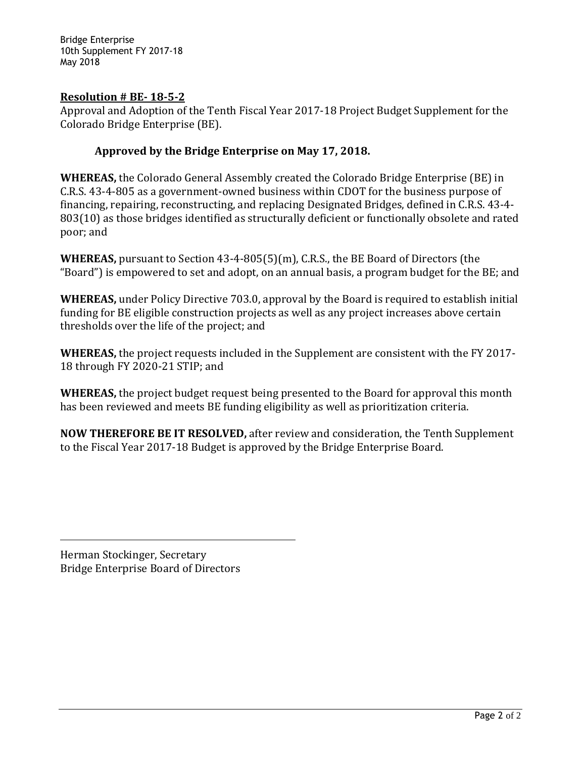**Resolution # BE- 18-5-2**

Approval and Adoption of the Tenth Fiscal Year 2017-18 Project Budget Supplement for the Colorado Bridge Enterprise (BE).

**Approved by the Bridge Enterprise on May 17, 2018.**

**WHEREAS,** the Colorado General Assembly created the Colorado Bridge Enterprise (BE) in C.R.S. 43-4-805 as a government-owned business within CDOT for the business purpose of financing, repairing, reconstructing, and replacing Designated Bridges, defined in C.R.S. 43-4-803(10) as those bridges identified as structurally deficient or functionally obsolete and rated poor; and

**WHEREAS,** pursuant to Section 43-4-805(5)(m), C.R.S., the BE Board of Directors (the "Board") is empowered to set and adopt, on an annual basis, a program budget for the BE; and

**WHEREAS,** under Policy Directive 703.0, approval by the Board is required to establish initial funding for BE eligible construction projects as well as any project increases above certain thresholds over the life of the project; and

**WHEREAS,** the project requests included in the Supplement are consistent with the FY 2017-18 through FY 2020-21 STIP; and

**WHEREAS,** the project budget request being presented to the Board for approval this month has been reviewed and meets BE funding eligibility as well as prioritization criteria.

**NOW THEREFORE BE IT RESOLVED,** after review and consideration, the Tenth Supplement to the Fiscal Year 2017-18 Budget is approved by the Bridge Enterprise Board.

---

Herman Stockinger, Secretary
Bridge Enterprise Board of Directors